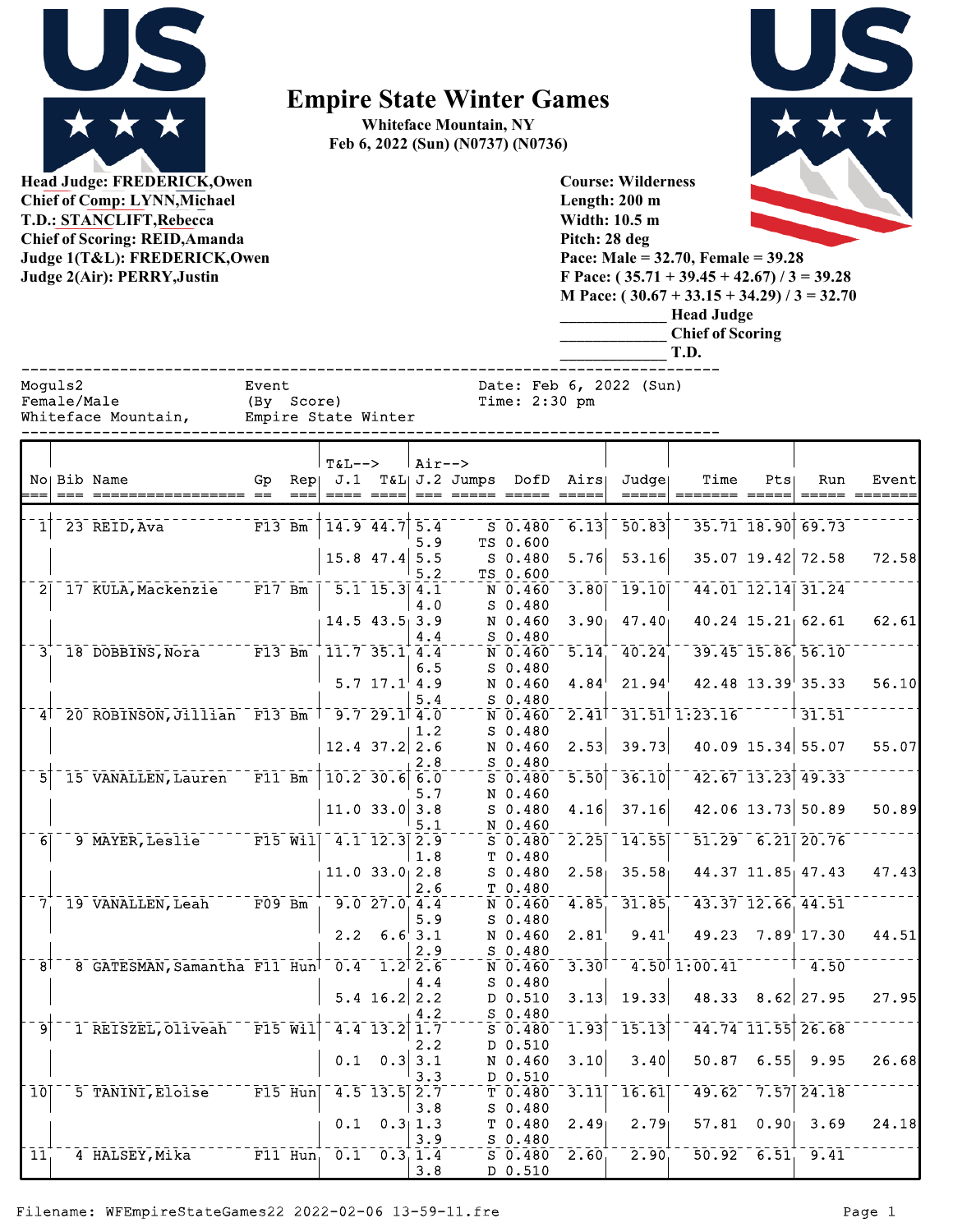# Empire State Winter Games

**Whiteface Mountain, NY**
**Feb 6, 2022 (Sun) (N0737) (N0736)**

**Head Judge: FREDERICK,Owen**
**Chief of Comp: LYNN,Michael**
**T.D.: STANCLIFT,Rebecca**
**Chief of Scoring: REID,Amanda**
**Judge 1(T&L): FREDERICK,Owen**
**Judge 2(Air): PERRY,Justin**

**Course: Wilderness**
**Length: 200 m**
**Width: 10.5 m**
**Pitch: 28 deg**
**Pace: Male = 32.70, Female = 39.28**
**F Pace: ( 35.71 + 39.45 + 42.67) / 3 = 39.28**
**M Pace: ( 30.67 + 33.15 + 34.29) / 3 = 32.70**
**\_\_\_\_\_\_\_\_\_\_\_\_\_ Head Judge**
**\_\_\_\_\_\_\_\_\_\_\_\_\_ Chief of Scoring**
**\_\_\_\_\_\_\_\_\_\_\_\_\_ T.D.**

```
Moguls2                     Event                      Date: Feb 6, 2022 (Sun)
Female/Male                 (By  Score)                Time: 2:30 pm
Whiteface Mountain,         Empire State Winter
```

| No | Bib | Name | Gp | Rep | T&L--> J.1 | T&L | Air--> J.2 | Jumps | DofD | Airs | Judge | Time | Pts | Run | Event |
|---|---|---|---|---|---|---|---|---|---|---|---|---|---|---|---|
| 1 | 23 | REID,Ava | F13 | Bm | 14.9 | 44.7 | 5.4 | S | 0.480 | 6.13 | 50.83 | 35.71 | 18.90 | 69.73 | |
| | | | | | | | 5.9 | TS | 0.600 | | | | | | |
| | | | | | 15.8 | 47.4 | 5.5 | S | 0.480 | 5.76 | 53.16 | 35.07 | 19.42 | 72.58 | 72.58 |
| | | | | | | | 5.2 | TS | 0.600 | | | | | | |
| 2 | 17 | KULA,Mackenzie | F17 | Bm | 5.1 | 15.3 | 4.1 | N | 0.460 | 3.80 | 19.10 | 44.01 | 12.14 | 31.24 | |
| | | | | | | | 4.0 | S | 0.480 | | | | | | |
| | | | | | 14.5 | 43.5 | 3.9 | N | 0.460 | 3.90 | 47.40 | 40.24 | 15.21 | 62.61 | 62.61 |
| | | | | | | | 4.4 | S | 0.480 | | | | | | |
| 3 | 18 | DOBBINS,Nora | F13 | Bm | 11.7 | 35.1 | 4.4 | N | 0.460 | 5.14 | 40.24 | 39.45 | 15.86 | 56.10 | |
| | | | | | | | 6.5 | S | 0.480 | | | | | | |
| | | | | | 5.7 | 17.1 | 4.9 | N | 0.460 | 4.84 | 21.94 | 42.48 | 13.39 | 35.33 | 56.10 |
| | | | | | | | 5.4 | S | 0.480 | | | | | | |
| 4 | 20 | ROBINSON,Jillian | F13 | Bm | 9.7 | 29.1 | 4.0 | N | 0.460 | 2.41 | 31.51 | 1:23.16 | | 31.51 | |
| | | | | | | | 1.2 | S | 0.480 | | | | | | |
| | | | | | 12.4 | 37.2 | 2.6 | N | 0.460 | 2.53 | 39.73 | 40.09 | 15.34 | 55.07 | 55.07 |
| | | | | | | | 2.8 | S | 0.480 | | | | | | |
| 5 | 15 | VANALLEN,Lauren | F11 | Bm | 10.2 | 30.6 | 6.0 | S | 0.480 | 5.50 | 36.10 | 42.67 | 13.23 | 49.33 | |
| | | | | | | | 5.7 | N | 0.460 | | | | | | |
| | | | | | 11.0 | 33.0 | 3.8 | S | 0.480 | 4.16 | 37.16 | 42.06 | 13.73 | 50.89 | 50.89 |
| | | | | | | | 5.1 | N | 0.460 | | | | | | |
| 6 | 9 | MAYER,Leslie | F15 | Wil | 4.1 | 12.3 | 2.9 | S | 0.480 | 2.25 | 14.55 | 51.29 | 6.21 | 20.76 | |
| | | | | | | | 1.8 | T | 0.480 | | | | | | |
| | | | | | 11.0 | 33.0 | 2.8 | S | 0.480 | 2.58 | 35.58 | 44.37 | 11.85 | 47.43 | 47.43 |
| | | | | | | | 2.6 | T | 0.480 | | | | | | |
| 7 | 19 | VANALLEN,Leah | F09 | Bm | 9.0 | 27.0 | 4.4 | N | 0.460 | 4.85 | 31.85 | 43.37 | 12.66 | 44.51 | |
| | | | | | | | 5.9 | S | 0.480 | | | | | | |
| | | | | | 2.2 | 6.6 | 3.1 | N | 0.460 | 2.81 | 9.41 | 49.23 | 7.89 | 17.30 | 44.51 |
| | | | | | | | 2.9 | S | 0.480 | | | | | | |
| 8 | 8 | GATESMAN,Samantha | F11 | Hun | 0.4 | 1.2 | 2.6 | N | 0.460 | 3.30 | 4.50 | 1:00.41 | | 4.50 | |
| | | | | | | | 4.4 | S | 0.480 | | | | | | |
| | | | | | 5.4 | 16.2 | 2.2 | D | 0.510 | 3.13 | 19.33 | 48.33 | 8.62 | 27.95 | 27.95 |
| | | | | | | | 4.2 | S | 0.480 | | | | | | |
| 9 | 1 | REISZEL,Oliveah | F15 | Wil | 4.4 | 13.2 | 1.7 | S | 0.480 | 1.93 | 15.13 | 44.74 | 11.55 | 26.68 | |
| | | | | | | | 2.2 | D | 0.510 | | | | | | |
| | | | | | 0.1 | 0.3 | 3.1 | N | 0.460 | 3.10 | 3.40 | 50.87 | 6.55 | 9.95 | 26.68 |
| | | | | | | | 3.3 | D | 0.510 | | | | | | |
| 10 | 5 | TANINI,Eloise | F15 | Hun | 4.5 | 13.5 | 2.7 | T | 0.480 | 3.11 | 16.61 | 49.62 | 7.57 | 24.18 | |
| | | | | | | | 3.8 | S | 0.480 | | | | | | |
| | | | | | 0.1 | 0.3 | 1.3 | T | 0.480 | 2.49 | 2.79 | 57.81 | 0.90 | 3.69 | 24.18 |
| | | | | | | | 3.9 | S | 0.480 | | | | | | |
| 11 | 4 | HALSEY,Mika | F11 | Hun | 0.1 | 0.3 | 1.4 | S | 0.480 | 2.60 | 2.90 | 50.92 | 6.51 | 9.41 | |
| | | | | | | | 3.8 | D | 0.510 | | | | | | |

Filename: WFEmpireStateGames22 2022-02-06 13-59-11.fre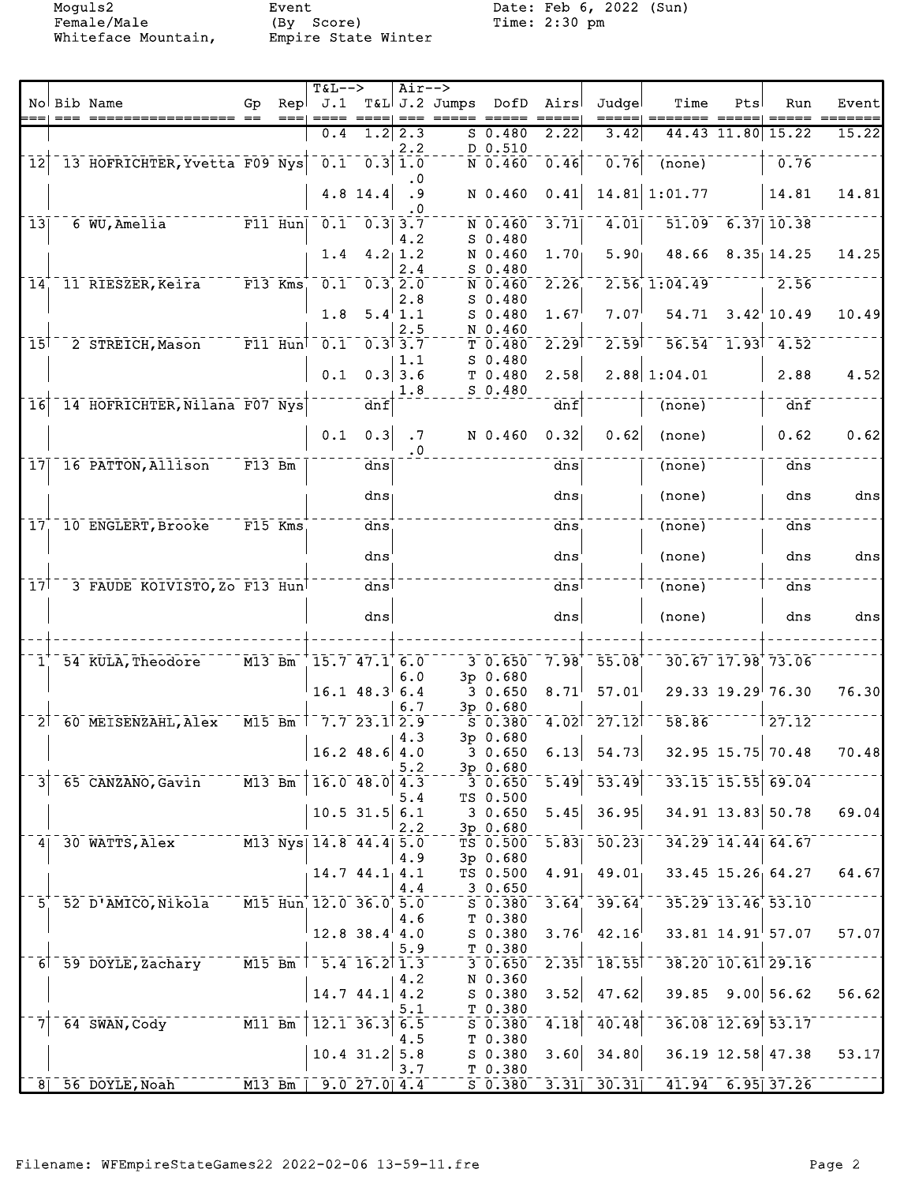Moguls2 Event Date: Feb 6, 2022 (Sun)
Female/Male (By Score) Time: 2:30 pm
Whiteface Mountain, Empire State Winter

| No | Bib | Name | Gp | Rep | T&L--> J.1 | T&L | Air--> J.2 | Jumps | DofD | Airs | Judge | Time | Pts | Run | Event |
|---|---|---|---|---|---|---|---|---|---|---|---|---|---|---|---|
| | | | | | 0.4 | 1.2 | 2.3 | S | 0.480 | 2.22 | 3.42 | 44.43 | 11.80 | 15.22 | 15.22 |
| | | | | | | | 2.2 | D | 0.510 | | | | | | |
| 12 | 13 | HOFRICHTER, Yvetta | F09 | Nys | 0.1 | 0.3 | 1.0 | N | 0.460 | 0.46 | 0.76 | (none) | | 0.76 | |
| | | | | | | | .0 | | | | | | | | |
| | | | | | 4.8 | 14.4 | .9 | N | 0.460 | 0.41 | 14.81 | 1:01.77 | | 14.81 | 14.81 |
| | | | | | | | .0 | | | | | | | | |
| 13 | 6 | WU, Amelia | F11 | Hun | 0.1 | 0.3 | 3.7 | N | 0.460 | 3.71 | 4.01 | 51.09 | 6.37 | 10.38 | |
| | | | | | | | 4.2 | S | 0.480 | | | | | | |
| | | | | | 1.4 | 4.2 | 1.2 | N | 0.460 | 1.70 | 5.90 | 48.66 | 8.35 | 14.25 | 14.25 |
| | | | | | | | 2.4 | S | 0.480 | | | | | | |
| 14 | 11 | RIESZER, Keira | F13 | Kms | 0.1 | 0.3 | 2.0 | N | 0.460 | 2.26 | 2.56 | 1:04.49 | | 2.56 | |
| | | | | | | | 2.8 | S | 0.480 | | | | | | |
| | | | | | 1.8 | 5.4 | 1.1 | S | 0.480 | 1.67 | 7.07 | 54.71 | 3.42 | 10.49 | 10.49 |
| | | | | | | | 2.5 | N | 0.460 | | | | | | |
| 15 | 2 | STREICH, Mason | F11 | Hun | 0.1 | 0.3 | 3.7 | T | 0.480 | 2.29 | 2.59 | 56.54 | 1.93 | 4.52 | |
| | | | | | | | 1.1 | S | 0.480 | | | | | | |
| | | | | | 0.1 | 0.3 | 3.6 | T | 0.480 | 2.58 | 2.88 | 1:04.01 | | 2.88 | 4.52 |
| | | | | | | | 1.8 | S | 0.480 | | | | | | |
| 16 | 14 | HOFRICHTER, Nilana | F07 | Nys | | dnf | | | | dnf | | (none) | | dnf | |
| | | | | | 0.1 | 0.3 | .7 | N | 0.460 | 0.32 | 0.62 | (none) | | 0.62 | 0.62 |
| | | | | | | | .0 | | | | | | | | |
| 17 | 16 | PATTON, Allison | F13 | Bm | | dns | | | | dns | | (none) | | dns | |
| | | | | | | dns | | | | dns | | (none) | | dns | dns |
| 17 | 10 | ENGLERT, Brooke | F15 | Kms | | dns | | | | dns | | (none) | | dns | |
| | | | | | | dns | | | | dns | | (none) | | dns | dns |
| 17 | 3 | FAUDE KOIVISTO, Zo | F13 | Hun | | dns | | | | dns | | (none) | | dns | |
| | | | | | | dns | | | | dns | | (none) | | dns | dns |
| 1 | 54 | KULA, Theodore | M13 | Bm | 15.7 | 47.1 | 6.0 | 3 | 0.650 | 7.98 | 55.08 | 30.67 | 17.98 | 73.06 | |
| | | | | | | | 6.0 | 3p | 0.680 | | | | | | |
| | | | | | 16.1 | 48.3 | 6.4 | 3 | 0.650 | 8.71 | 57.01 | 29.33 | 19.29 | 76.30 | 76.30 |
| | | | | | | | 6.7 | 3p | 0.680 | | | | | | |
| 2 | 60 | MEISENZAHL, Alex | M15 | Bm | 7.7 | 23.1 | 2.9 | S | 0.380 | 4.02 | 27.12 | 58.86 | | 27.12 | |
| | | | | | | | 4.3 | 3p | 0.680 | | | | | | |
| | | | | | 16.2 | 48.6 | 4.0 | 3 | 0.650 | 6.13 | 54.73 | 32.95 | 15.75 | 70.48 | 70.48 |
| | | | | | | | 5.2 | 3p | 0.680 | | | | | | |
| 3 | 65 | CANZANO, Gavin | M13 | Bm | 16.0 | 48.0 | 4.3 | 3 | 0.650 | 5.49 | 53.49 | 33.15 | 15.55 | 69.04 | |
| | | | | | | | 5.4 | TS | 0.500 | | | | | | |
| | | | | | 10.5 | 31.5 | 6.1 | 3 | 0.650 | 5.45 | 36.95 | 34.91 | 13.83 | 50.78 | 69.04 |
| | | | | | | | 2.2 | 3p | 0.680 | | | | | | |
| 4 | 30 | WATTS, Alex | M13 | Nys | 14.8 | 44.4 | 5.0 | TS | 0.500 | 5.83 | 50.23 | 34.29 | 14.44 | 64.67 | |
| | | | | | | | 4.9 | 3p | 0.680 | | | | | | |
| | | | | | 14.7 | 44.1 | 4.1 | TS | 0.500 | 4.91 | 49.01 | 33.45 | 15.26 | 64.27 | 64.67 |
| | | | | | | | 4.4 | 3 | 0.650 | | | | | | |
| 5 | 52 | D'AMICO, Nikola | M15 | Hun | 12.0 | 36.0 | 5.0 | S | 0.380 | 3.64 | 39.64 | 35.29 | 13.46 | 53.10 | |
| | | | | | | | 4.6 | T | 0.380 | | | | | | |
| | | | | | 12.8 | 38.4 | 4.0 | S | 0.380 | 3.76 | 42.16 | 33.81 | 14.91 | 57.07 | 57.07 |
| | | | | | | | 5.9 | T | 0.380 | | | | | | |
| 6 | 59 | DOYLE, Zachary | M15 | Bm | 5.4 | 16.2 | 1.3 | 3 | 0.650 | 2.35 | 18.55 | 38.20 | 10.61 | 29.16 | |
| | | | | | | | 4.2 | N | 0.360 | | | | | | |
| | | | | | 14.7 | 44.1 | 4.2 | S | 0.380 | 3.52 | 47.62 | 39.85 | 9.00 | 56.62 | 56.62 |
| | | | | | | | 5.1 | T | 0.380 | | | | | | |
| 7 | 64 | SWAN, Cody | M11 | Bm | 12.1 | 36.3 | 6.5 | S | 0.380 | 4.18 | 40.48 | 36.08 | 12.69 | 53.17 | |
| | | | | | | | 4.5 | T | 0.380 | | | | | | |
| | | | | | 10.4 | 31.2 | 5.8 | S | 0.380 | 3.60 | 34.80 | 36.19 | 12.58 | 47.38 | 53.17 |
| | | | | | | | 3.7 | T | 0.380 | | | | | | |
| 8 | 56 | DOYLE, Noah | M13 | Bm | 9.0 | 27.0 | 4.4 | S | 0.380 | 3.31 | 30.31 | 41.94 | 6.95 | 37.26 | |

Filename: WFEmpireStateGames22 2022-02-06 13-59-11.fre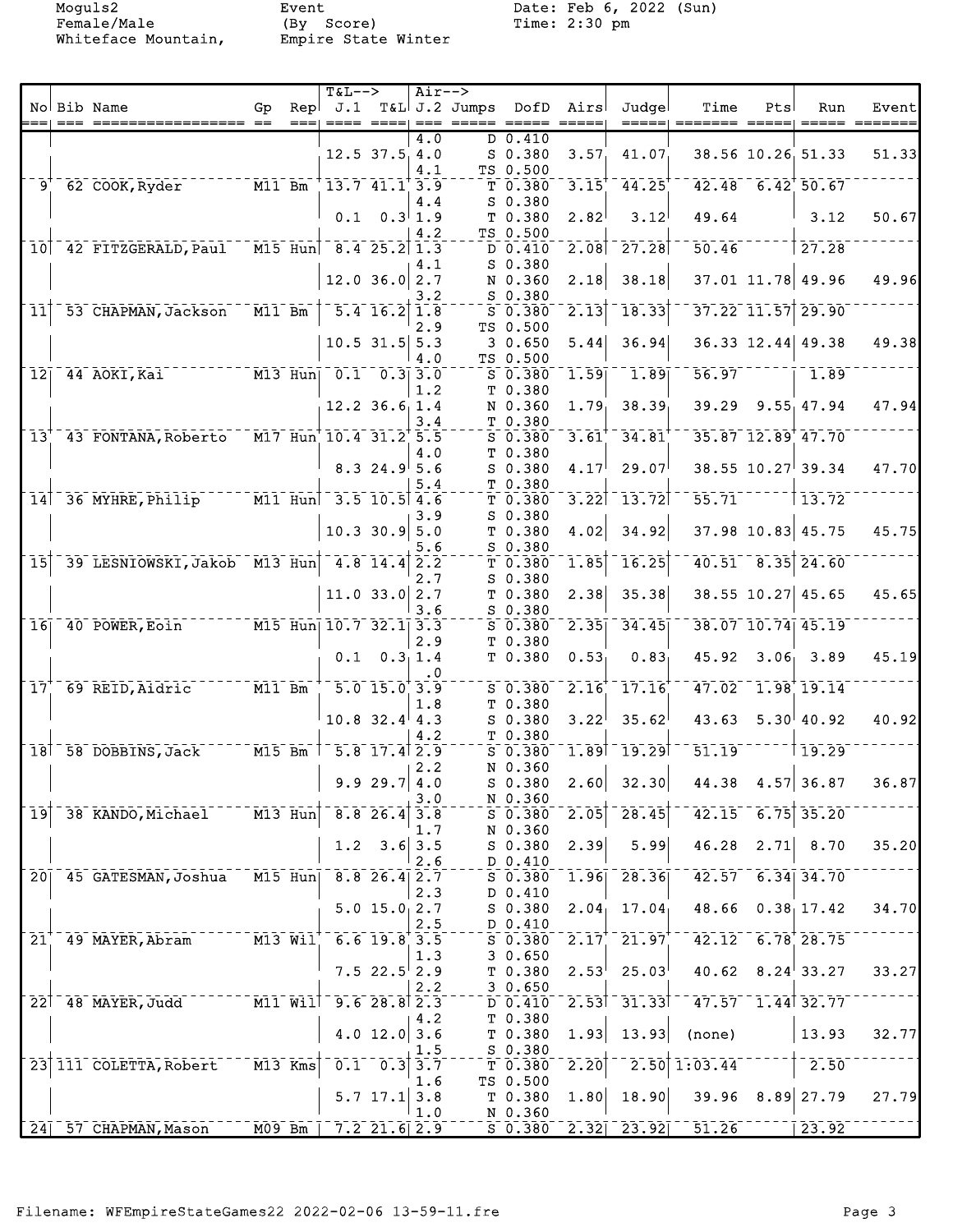Moguls2 Event Date: Feb 6, 2022 (Sun)
Female/Male (By Score) Time: 2:30 pm
Whiteface Mountain, Empire State Winter

| No | Bib | Name | Gp | Rep | T&L--> J.1 | T&L | Air--> J.2 | Jumps | DofD | Airs | Judge | Time | Pts | Run | Event |
|---|---|---|---|---|---|---|---|---|---|---|---|---|---|---|---|
| | | | | | | | 4.0 | D | 0.410 | | | | | | |
| | | | | | 12.5 | 37.5 | 4.0 | S | 0.380 | 3.57 | 41.07 | 38.56 | 10.26 | 51.33 | 51.33 |
| | | | | | | | 4.1 | TS | 0.500 | | | | | | |
| 9 | 62 | COOK, Ryder | M11 | Bm | 13.7 | 41.1 | 3.9 | T | 0.380 | 3.15 | 44.25 | 42.48 | 6.42 | 50.67 | |
| | | | | | | | 4.4 | S | 0.380 | | | | | | |
| | | | | | 0.1 | 0.3 | 1.9 | T | 0.380 | 2.82 | 3.12 | 49.64 | | 3.12 | 50.67 |
| | | | | | | | 4.2 | TS | 0.500 | | | | | | |
| 10 | 42 | FITZGERALD, Paul | M15 | Hun | 8.4 | 25.2 | 1.3 | D | 0.410 | 2.08 | 27.28 | 50.46 | | 27.28 | |
| | | | | | | | 4.1 | S | 0.380 | | | | | | |
| | | | | | 12.0 | 36.0 | 2.7 | N | 0.360 | 2.18 | 38.18 | 37.01 | 11.78 | 49.96 | 49.96 |
| | | | | | | | 3.2 | S | 0.380 | | | | | | |
| 11 | 53 | CHAPMAN, Jackson | M11 | Bm | 5.4 | 16.2 | 1.8 | S | 0.380 | 2.13 | 18.33 | 37.22 | 11.57 | 29.90 | |
| | | | | | | | 2.9 | TS | 0.500 | | | | | | |
| | | | | | 10.5 | 31.5 | 5.3 | 3 | 0.650 | 5.44 | 36.94 | 36.33 | 12.44 | 49.38 | 49.38 |
| | | | | | | | 4.0 | TS | 0.500 | | | | | | |
| 12 | 44 | AOKI, Kai | M13 | Hun | 0.1 | 0.3 | 3.0 | S | 0.380 | 1.59 | 1.89 | 56.97 | | 1.89 | |
| | | | | | | | 1.2 | T | 0.380 | | | | | | |
| | | | | | 12.2 | 36.6 | 1.4 | N | 0.360 | 1.79 | 38.39 | 39.29 | 9.55 | 47.94 | 47.94 |
| | | | | | | | 3.4 | T | 0.380 | | | | | | |
| 13 | 43 | FONTANA, Roberto | M17 | Hun | 10.4 | 31.2 | 5.5 | S | 0.380 | 3.61 | 34.81 | 35.87 | 12.89 | 47.70 | |
| | | | | | | | 4.0 | T | 0.380 | | | | | | |
| | | | | | 8.3 | 24.9 | 5.6 | S | 0.380 | 4.17 | 29.07 | 38.55 | 10.27 | 39.34 | 47.70 |
| | | | | | | | 5.4 | T | 0.380 | | | | | | |
| 14 | 36 | MYHRE, Philip | M11 | Hun | 3.5 | 10.5 | 4.6 | T | 0.380 | 3.22 | 13.72 | 55.71 | | 13.72 | |
| | | | | | | | 3.9 | S | 0.380 | | | | | | |
| | | | | | 10.3 | 30.9 | 5.0 | T | 0.380 | 4.02 | 34.92 | 37.98 | 10.83 | 45.75 | 45.75 |
| | | | | | | | 5.6 | S | 0.380 | | | | | | |
| 15 | 39 | LESNIOWSKI, Jakob | M13 | Hun | 4.8 | 14.4 | 2.2 | T | 0.380 | 1.85 | 16.25 | 40.51 | 8.35 | 24.60 | |
| | | | | | | | 2.7 | S | 0.380 | | | | | | |
| | | | | | 11.0 | 33.0 | 2.7 | T | 0.380 | 2.38 | 35.38 | 38.55 | 10.27 | 45.65 | 45.65 |
| | | | | | | | 3.6 | S | 0.380 | | | | | | |
| 16 | 40 | POWER, Eoin | M15 | Hun | 10.7 | 32.1 | 3.3 | S | 0.380 | 2.35 | 34.45 | 38.07 | 10.74 | 45.19 | |
| | | | | | | | 2.9 | T | 0.380 | | | | | | |
| | | | | | 0.1 | 0.3 | 1.4 | T | 0.380 | 0.53 | 0.83 | 45.92 | 3.06 | 3.89 | 45.19 |
| | | | | | | | .0 | | | | | | | | |
| 17 | 69 | REID, Aidric | M11 | Bm | 5.0 | 15.0 | 3.9 | S | 0.380 | 2.16 | 17.16 | 47.02 | 1.98 | 19.14 | |
| | | | | | | | 1.8 | T | 0.380 | | | | | | |
| | | | | | 10.8 | 32.4 | 4.3 | S | 0.380 | 3.22 | 35.62 | 43.63 | 5.30 | 40.92 | 40.92 |
| | | | | | | | 4.2 | T | 0.380 | | | | | | |
| 18 | 58 | DOBBINS, Jack | M15 | Bm | 5.8 | 17.4 | 2.9 | S | 0.380 | 1.89 | 19.29 | 51.19 | | 19.29 | |
| | | | | | | | 2.2 | N | 0.360 | | | | | | |
| | | | | | 9.9 | 29.7 | 4.0 | S | 0.380 | 2.60 | 32.30 | 44.38 | 4.57 | 36.87 | 36.87 |
| | | | | | | | 3.0 | N | 0.360 | | | | | | |
| 19 | 38 | KANDO, Michael | M13 | Hun | 8.8 | 26.4 | 3.8 | S | 0.380 | 2.05 | 28.45 | 42.15 | 6.75 | 35.20 | |
| | | | | | | | 1.7 | N | 0.360 | | | | | | |
| | | | | | 1.2 | 3.6 | 3.5 | S | 0.380 | 2.39 | 5.99 | 46.28 | 2.71 | 8.70 | 35.20 |
| | | | | | | | 2.6 | D | 0.410 | | | | | | |
| 20 | 45 | GATESMAN, Joshua | M15 | Hun | 8.8 | 26.4 | 2.7 | S | 0.380 | 1.96 | 28.36 | 42.57 | 6.34 | 34.70 | |
| | | | | | | | 2.3 | D | 0.410 | | | | | | |
| | | | | | 5.0 | 15.0 | 2.7 | S | 0.380 | 2.04 | 17.04 | 48.66 | 0.38 | 17.42 | 34.70 |
| | | | | | | | 2.5 | D | 0.410 | | | | | | |
| 21 | 49 | MAYER, Abram | M13 | Wil | 6.6 | 19.8 | 3.5 | S | 0.380 | 2.17 | 21.97 | 42.12 | 6.78 | 28.75 | |
| | | | | | | | 1.3 | 3 | 0.650 | | | | | | |
| | | | | | 7.5 | 22.5 | 2.9 | T | 0.380 | 2.53 | 25.03 | 40.62 | 8.24 | 33.27 | 33.27 |
| | | | | | | | 2.2 | 3 | 0.650 | | | | | | |
| 22 | 48 | MAYER, Judd | M11 | Wil | 9.6 | 28.8 | 2.3 | D | 0.410 | 2.53 | 31.33 | 47.57 | 1.44 | 32.77 | |
| | | | | | | | 4.2 | T | 0.380 | | | | | | |
| | | | | | 4.0 | 12.0 | 3.6 | T | 0.380 | 1.93 | 13.93 | (none) | | 13.93 | 32.77 |
| | | | | | | | 1.5 | S | 0.380 | | | | | | |
| 23 | 111 | COLETTA, Robert | M13 | Kms | 0.1 | 0.3 | 3.7 | T | 0.380 | 2.20 | 2.50 | 1:03.44 | | 2.50 | |
| | | | | | | | 1.6 | TS | 0.500 | | | | | | |
| | | | | | 5.7 | 17.1 | 3.8 | T | 0.380 | 1.80 | 18.90 | 39.96 | 8.89 | 27.79 | 27.79 |
| | | | | | | | 1.0 | N | 0.360 | | | | | | |
| 24 | 57 | CHAPMAN, Mason | M09 | Bm | 7.2 | 21.6 | 2.9 | S | 0.380 | 2.32 | 23.92 | 51.26 | | 23.92 | |

Filename: WFEmpireStateGames22 2022-02-06 13-59-11.fre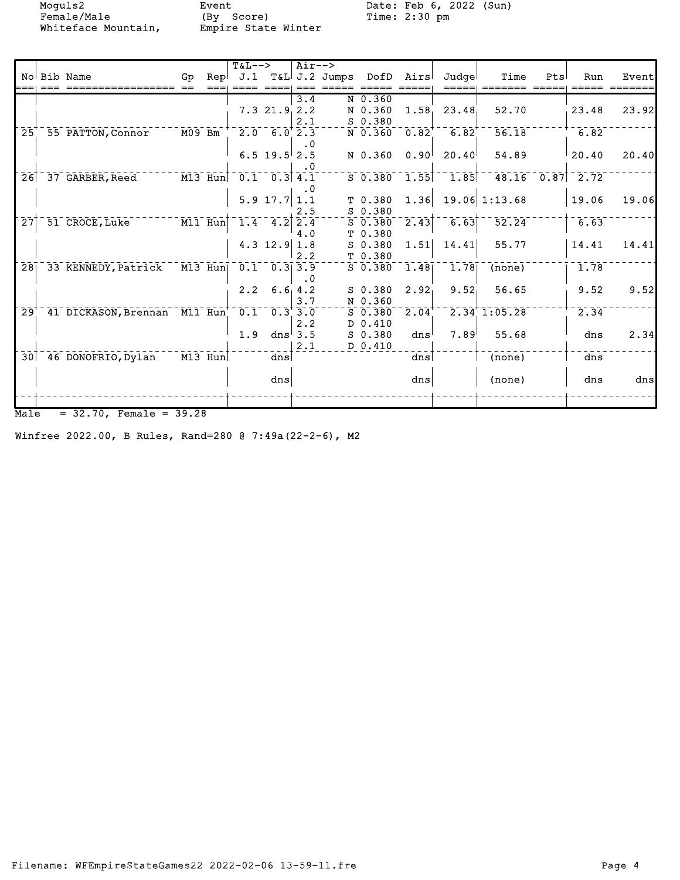Moguls2 Event Date: Feb 6, 2022 (Sun)
Female/Male (By Score) Time: 2:30 pm
Whiteface Mountain, Empire State Winter

| No | Bib | Name | Gp | Rep | T&L--> J.1 | T&L | Air--> J.2 | Jumps | DofD | Airs | Judge | Time | Pts | Run | Event |
|---|---|---|---|---|---|---|---|---|---|---|---|---|---|---|---|
| | | | | | | | 3.4 | N | 0.360 | | | | | | |
| | | | | | 7.3 | 21.9 | 2.2 | N | 0.360 | 1.58 | 23.48 | 52.70 | | 23.48 | 23.92 |
| | | | | | | | 2.1 | S | 0.380 | | | | | | |
| 25 | 55 | PATTON,Connor | M09 | Bm | 2.0 | 6.0 | 2.3 | N | 0.360 | 0.82 | 6.82 | 56.18 | | 6.82 | |
| | | | | | | | .0 | | | | | | | | |
| | | | | | 6.5 | 19.5 | 2.5 | N | 0.360 | 0.90 | 20.40 | 54.89 | | 20.40 | 20.40 |
| | | | | | | | .0 | | | | | | | | |
| 26 | 37 | GARBER,Reed | M13 | Hun | 0.1 | 0.3 | 4.1 | S | 0.380 | 1.55 | 1.85 | 48.16 | 0.87 | 2.72 | |
| | | | | | | | .0 | | | | | | | | |
| | | | | | 5.9 | 17.7 | 1.1 | T | 0.380 | 1.36 | 19.06 | 1:13.68 | | 19.06 | 19.06 |
| | | | | | | | 2.5 | S | 0.380 | | | | | | |
| 27 | 51 | CROCE,Luke | M11 | Hun | 1.4 | 4.2 | 2.4 | S | 0.380 | 2.43 | 6.63 | 52.24 | | 6.63 | |
| | | | | | | | 4.0 | T | 0.380 | | | | | | |
| | | | | | 4.3 | 12.9 | 1.8 | S | 0.380 | 1.51 | 14.41 | 55.77 | | 14.41 | 14.41 |
| | | | | | | | 2.2 | T | 0.380 | | | | | | |
| 28 | 33 | KENNEDY,Patrick | M13 | Hun | 0.1 | 0.3 | 3.9 | S | 0.380 | 1.48 | 1.78 | (none) | | 1.78 | |
| | | | | | | | .0 | | | | | | | | |
| | | | | | 2.2 | 6.6 | 4.2 | S | 0.380 | 2.92 | 9.52 | 56.65 | | 9.52 | 9.52 |
| | | | | | | | 3.7 | N | 0.360 | | | | | | |
| 29 | 41 | DICKASON,Brennan | M11 | Hun | 0.1 | 0.3 | 3.0 | S | 0.380 | 2.04 | 2.34 | 1:05.28 | | 2.34 | |
| | | | | | | | 2.2 | D | 0.410 | | | | | | |
| | | | | | 1.9 | dns | 3.5 | S | 0.380 | dns | 7.89 | 55.68 | | dns | 2.34 |
| | | | | | | | 2.1 | D | 0.410 | | | | | | |
| 30 | 46 | DONOFRIO,Dylan | M13 | Hun | | dns | | | | dns | | (none) | | dns | |
| | | | | | | dns | | | | dns | | (none) | | dns | dns |

Male = 32.70, Female = 39.28

Winfree 2022.00, B Rules, Rand=280 @ 7:49a(22-2-6), M2

Filename: WFEmpireStateGames22 2022-02-06 13-59-11.fre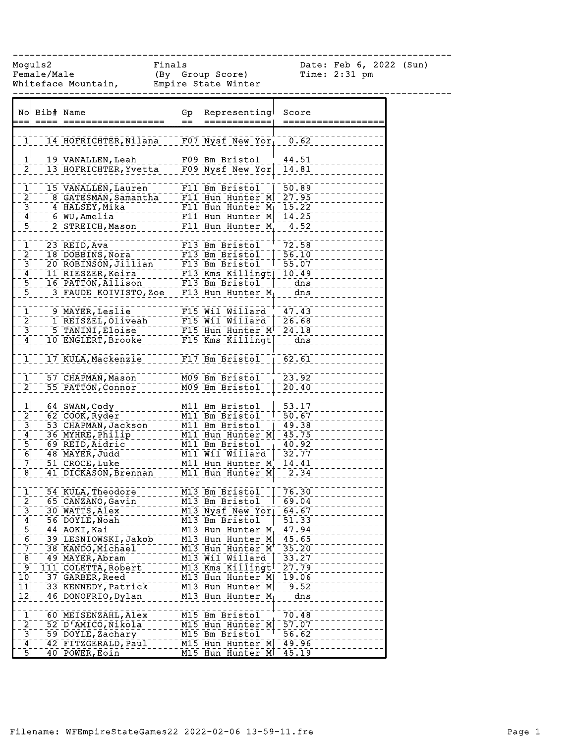Moguls2 Finals Date: Feb 6, 2022 (Sun)
Female/Male (By Group Score) Time: 2:31 pm
Whiteface Mountain, Empire State Winter

| No | Bib# | Name | Gp | Representing | Score |
|---|---|---|---|---|---|
| 1 | 14 | HOFRICHTER,Nilana | F07 | Nysf New Yor | 0.62 |
| 1 | 19 | VANALLEN,Leah | F09 | Bm Bristol | 44.51 |
| 2 | 13 | HOFRICHTER,Yvetta | F09 | Nysf New Yor | 14.81 |
| 1 | 15 | VANALLEN,Lauren | F11 | Bm Bristol | 50.89 |
| 2 | 8 | GATESMAN,Samantha | F11 | Hun Hunter M | 27.95 |
| 3 | 4 | HALSEY,Mika | F11 | Hun Hunter M | 15.22 |
| 4 | 6 | WU,Amelia | F11 | Hun Hunter M | 14.25 |
| 5 | 2 | STREICH,Mason | F11 | Hun Hunter M | 4.52 |
| 1 | 23 | REID,Ava | F13 | Bm Bristol | 72.58 |
| 2 | 18 | DOBBINS,Nora | F13 | Bm Bristol | 56.10 |
| 3 | 20 | ROBINSON,Jillian | F13 | Bm Bristol | 55.07 |
| 4 | 11 | RIESZER,Keira | F13 | Kms Killingt | 10.49 |
| 5 | 16 | PATTON,Allison | F13 | Bm Bristol | dns |
| 5 | 3 | FAUDE KOIVISTO,Zoe | F13 | Hun Hunter M | dns |
| 1 | 9 | MAYER,Leslie | F15 | Wil Willard | 47.43 |
| 2 | 1 | REISZEL,Oliveah | F15 | Wil Willard | 26.68 |
| 3 | 5 | TANINI,Eloise | F15 | Hun Hunter M | 24.18 |
| 4 | 10 | ENGLERT,Brooke | F15 | Kms Killingt | dns |
| 1 | 17 | KULA,Mackenzie | F17 | Bm Bristol | 62.61 |
| 1 | 57 | CHAPMAN,Mason | M09 | Bm Bristol | 23.92 |
| 2 | 55 | PATTON,Connor | M09 | Bm Bristol | 20.40 |
| 1 | 64 | SWAN,Cody | M11 | Bm Bristol | 53.17 |
| 2 | 62 | COOK,Ryder | M11 | Bm Bristol | 50.67 |
| 3 | 53 | CHAPMAN,Jackson | M11 | Bm Bristol | 49.38 |
| 4 | 36 | MYHRE,Philip | M11 | Hun Hunter M | 45.75 |
| 5 | 69 | REID,Aidric | M11 | Bm Bristol | 40.92 |
| 6 | 48 | MAYER,Judd | M11 | Wil Willard | 32.77 |
| 7 | 51 | CROCE,Luke | M11 | Hun Hunter M | 14.41 |
| 8 | 41 | DICKASON,Brennan | M11 | Hun Hunter M | 2.34 |
| 1 | 54 | KULA,Theodore | M13 | Bm Bristol | 76.30 |
| 2 | 65 | CANZANO,Gavin | M13 | Bm Bristol | 69.04 |
| 3 | 30 | WATTS,Alex | M13 | Nysf New Yor | 64.67 |
| 4 | 56 | DOYLE,Noah | M13 | Bm Bristol | 51.33 |
| 5 | 44 | AOKI,Kai | M13 | Hun Hunter M | 47.94 |
| 6 | 39 | LESNIOWSKI,Jakob | M13 | Hun Hunter M | 45.65 |
| 7 | 38 | KANDO,Michael | M13 | Hun Hunter M | 35.20 |
| 8 | 49 | MAYER,Abram | M13 | Wil Willard | 33.27 |
| 9 | 111 | COLETTA,Robert | M13 | Kms Killingt | 27.79 |
| 10 | 37 | GARBER,Reed | M13 | Hun Hunter M | 19.06 |
| 11 | 33 | KENNEDY,Patrick | M13 | Hun Hunter M | 9.52 |
| 12 | 46 | DONOFRIO,Dylan | M13 | Hun Hunter M | dns |
| 1 | 60 | MEISENZAHL,Alex | M15 | Bm Bristol | 70.48 |
| 2 | 52 | D'AMICO,Nikola | M15 | Hun Hunter M | 57.07 |
| 3 | 59 | DOYLE,Zachary | M15 | Bm Bristol | 56.62 |
| 4 | 42 | FITZGERALD,Paul | M15 | Hun Hunter M | 49.96 |
| 5 | 40 | POWER,Eoin | M15 | Hun Hunter M | 45.19 |

Filename: WFEmpireStateGames22 2022-02-06 13-59-11.fre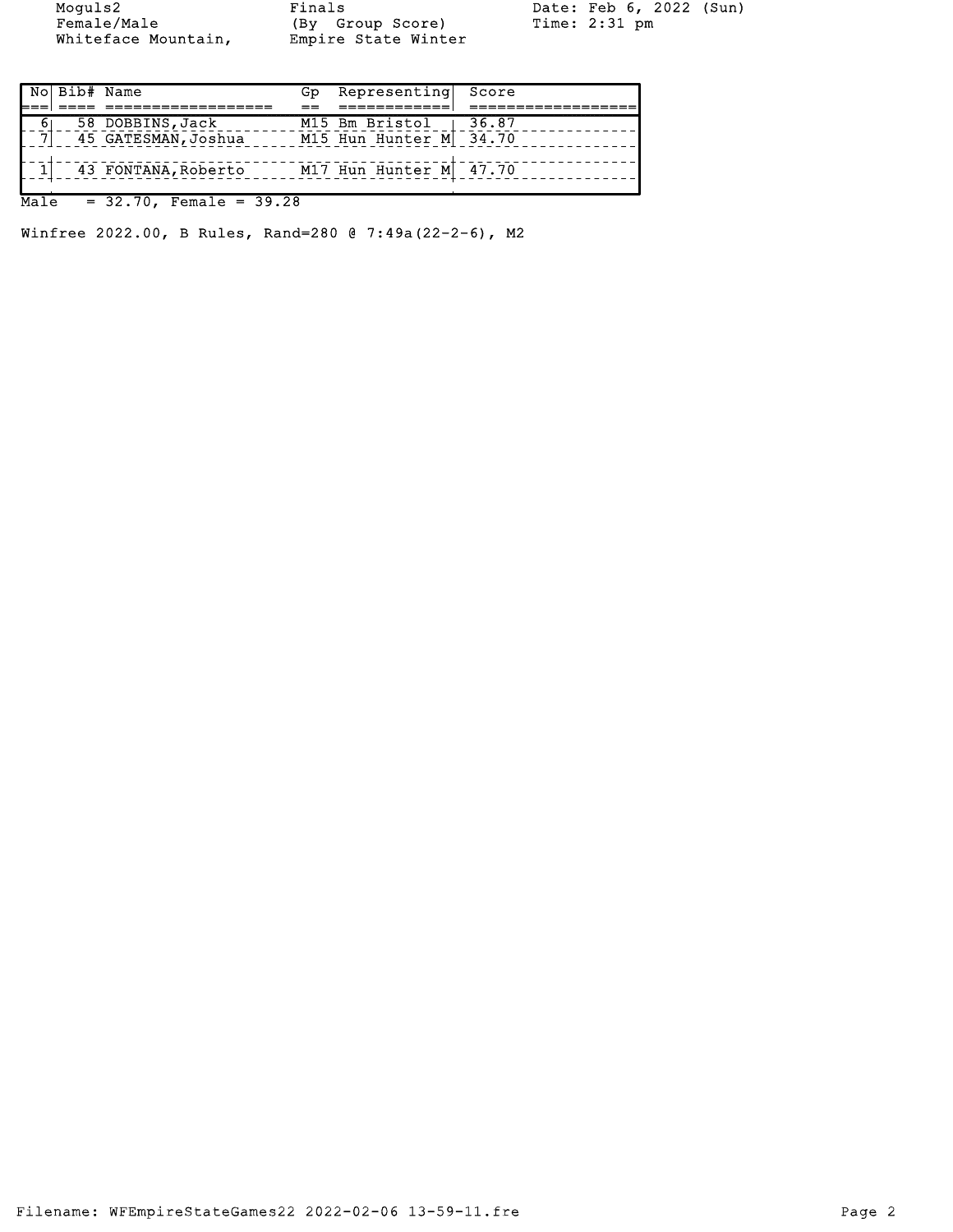Moguls2 | Finals | Date: Feb 6, 2022 (Sun)
Female/Male | (By Group Score) | Time: 2:31 pm
Whiteface Mountain, | Empire State Winter

| No | Bib# | Name | Gp | Representing | Score |
|---|---|---|---|---|---|
| 6 | 58 | DOBBINS,Jack | M15 | Bm Bristol | 36.87 |
| 7 | 45 | GATESMAN,Joshua | M15 | Hun Hunter M | 34.70 |
| 1 | 43 | FONTANA,Roberto | M17 | Hun Hunter M | 47.70 |

Male = 32.70, Female = 39.28

Winfree 2022.00, B Rules, Rand=280 @ 7:49a(22-2-6), M2

Filename: WFEmpireStateGames22 2022-02-06 13-59-11.fre